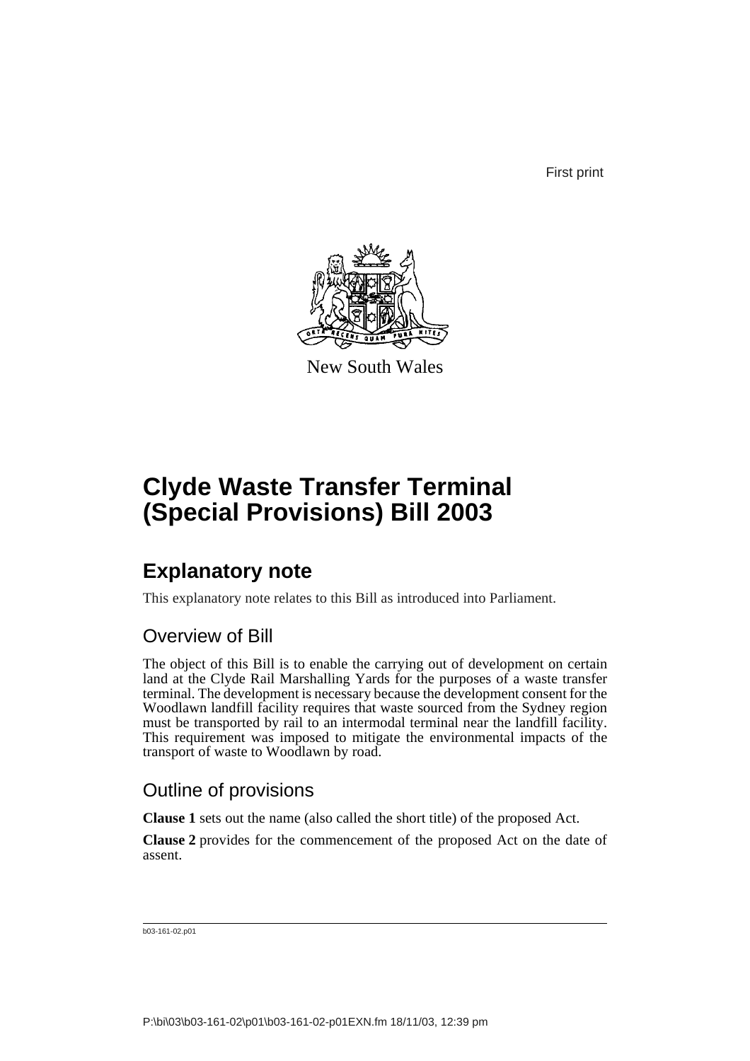First print

New South Wales

# Clyde Waste Transfer Terminal (Special Provisions) Bill 2003

## Explanatory note

This explanatory note relates to this Bill as introduced into Parliament.

### Overview of Bill

The object of this Bill is to enable the carrying out of development on certain land at the Clyde Rail Marshalling Yards for the purposes of a waste transfer terminal. The development is necessary because the development consent for the Woodlawn landfill facility requires that waste sourced from the Sydney region must be transported by rail to an intermodal terminal near the landfill facility. This requirement was imposed to mitigate the environmental impacts of the transport of waste to Woodlawn by road.

### Outline of provisions

**Clause 1** sets out the name (also called the short title) of the proposed Act.

**Clause 2** provides for the commencement of the proposed Act on the date of assent.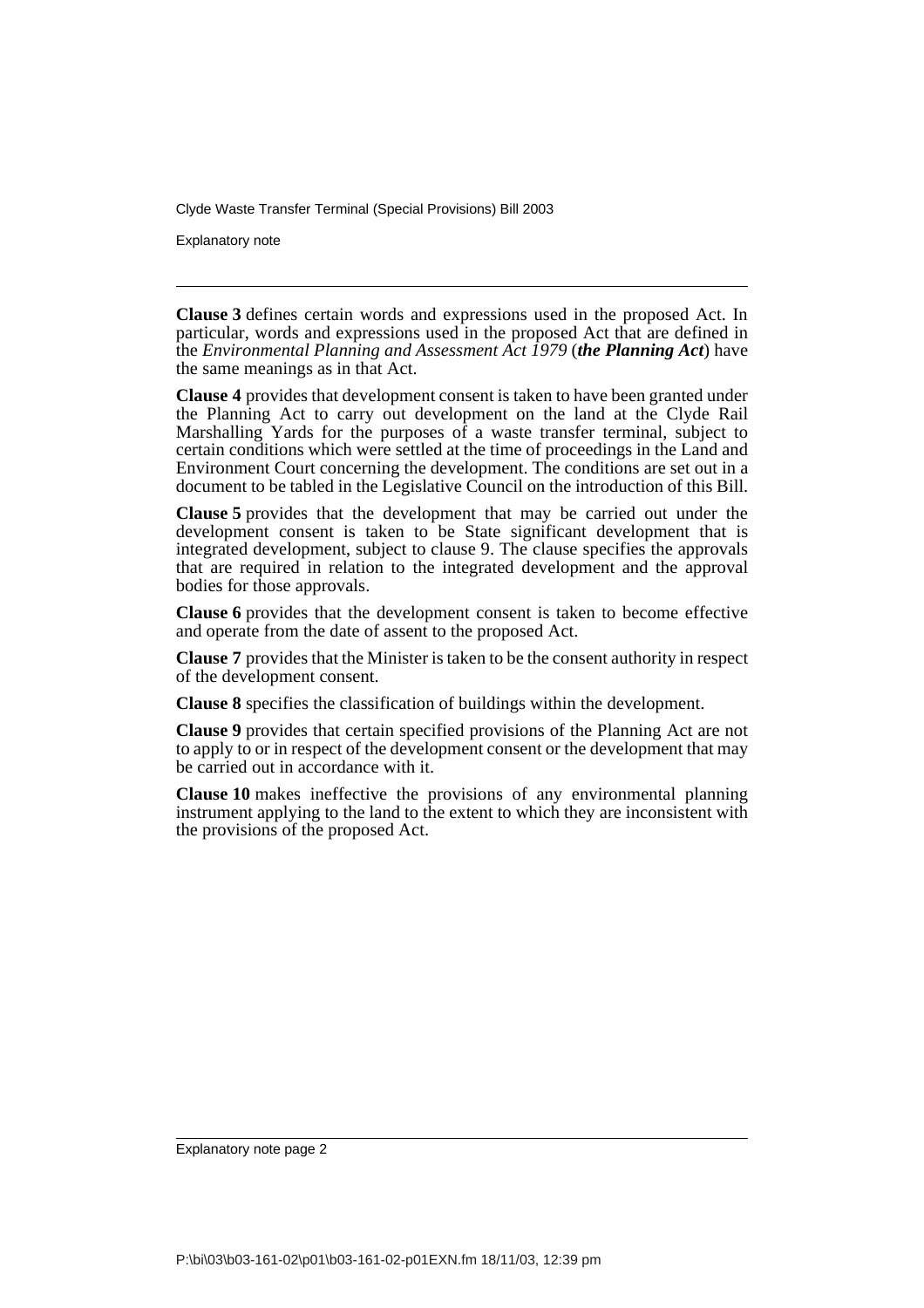**Clause 3** defines certain words and expressions used in the proposed Act. In particular, words and expressions used in the proposed Act that are defined in the *Environmental Planning and Assessment Act 1979* (***the Planning Act***) have the same meanings as in that Act.

**Clause 4** provides that development consent is taken to have been granted under the Planning Act to carry out development on the land at the Clyde Rail Marshalling Yards for the purposes of a waste transfer terminal, subject to certain conditions which were settled at the time of proceedings in the Land and Environment Court concerning the development. The conditions are set out in a document to be tabled in the Legislative Council on the introduction of this Bill.

**Clause 5** provides that the development that may be carried out under the development consent is taken to be State significant development that is integrated development, subject to clause 9. The clause specifies the approvals that are required in relation to the integrated development and the approval bodies for those approvals.

**Clause 6** provides that the development consent is taken to become effective and operate from the date of assent to the proposed Act.

**Clause 7** provides that the Minister is taken to be the consent authority in respect of the development consent.

**Clause 8** specifies the classification of buildings within the development.

**Clause 9** provides that certain specified provisions of the Planning Act are not to apply to or in respect of the development consent or the development that may be carried out in accordance with it.

**Clause 10** makes ineffective the provisions of any environmental planning instrument applying to the land to the extent to which they are inconsistent with the provisions of the proposed Act.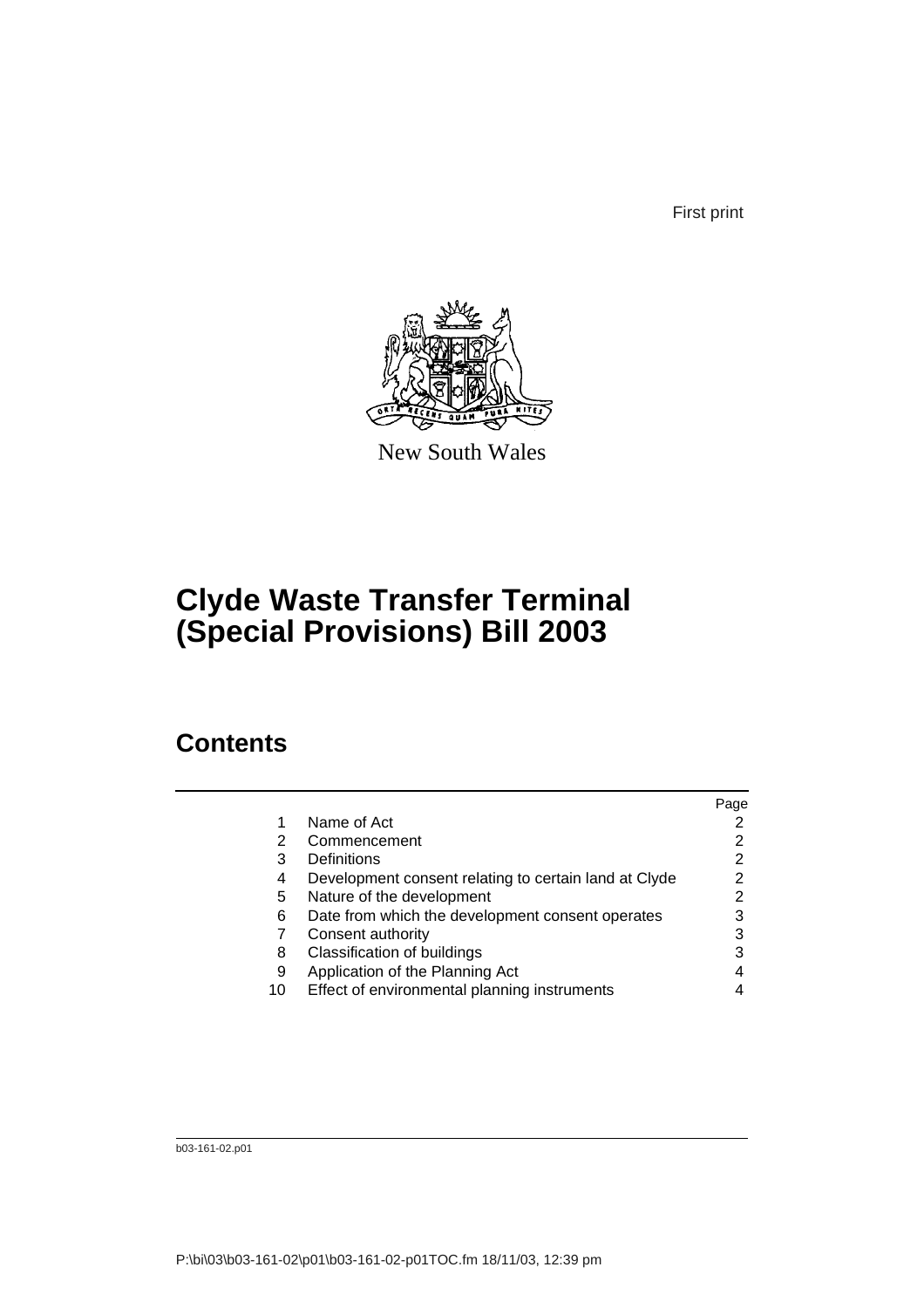First print

New South Wales

# Clyde Waste Transfer Terminal (Special Provisions) Bill 2003

## Contents

| | | Page |
|---|---|---|
| 1 | Name of Act | 2 |
| 2 | Commencement | 2 |
| 3 | Definitions | 2 |
| 4 | Development consent relating to certain land at Clyde | 2 |
| 5 | Nature of the development | 2 |
| 6 | Date from which the development consent operates | 3 |
| 7 | Consent authority | 3 |
| 8 | Classification of buildings | 3 |
| 9 | Application of the Planning Act | 4 |
| 10 | Effect of environmental planning instruments | 4 |

b03-161-02.p01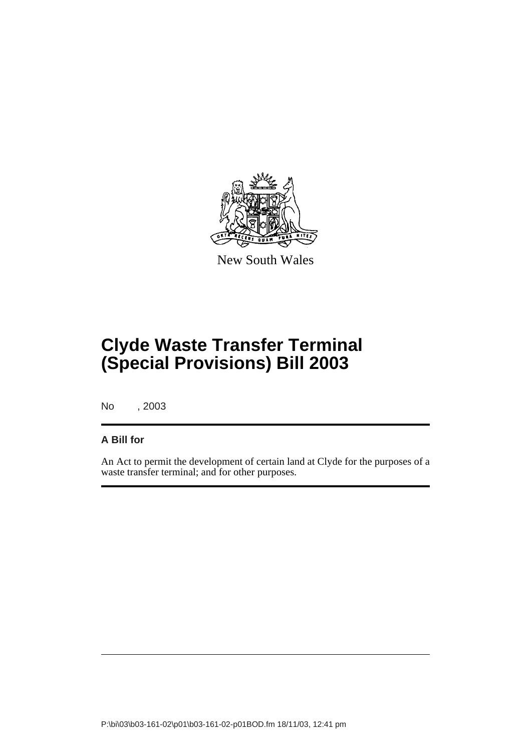New South Wales

# Clyde Waste Transfer Terminal (Special Provisions) Bill 2003

No , 2003

**A Bill for**

An Act to permit the development of certain land at Clyde for the purposes of a waste transfer terminal; and for other purposes.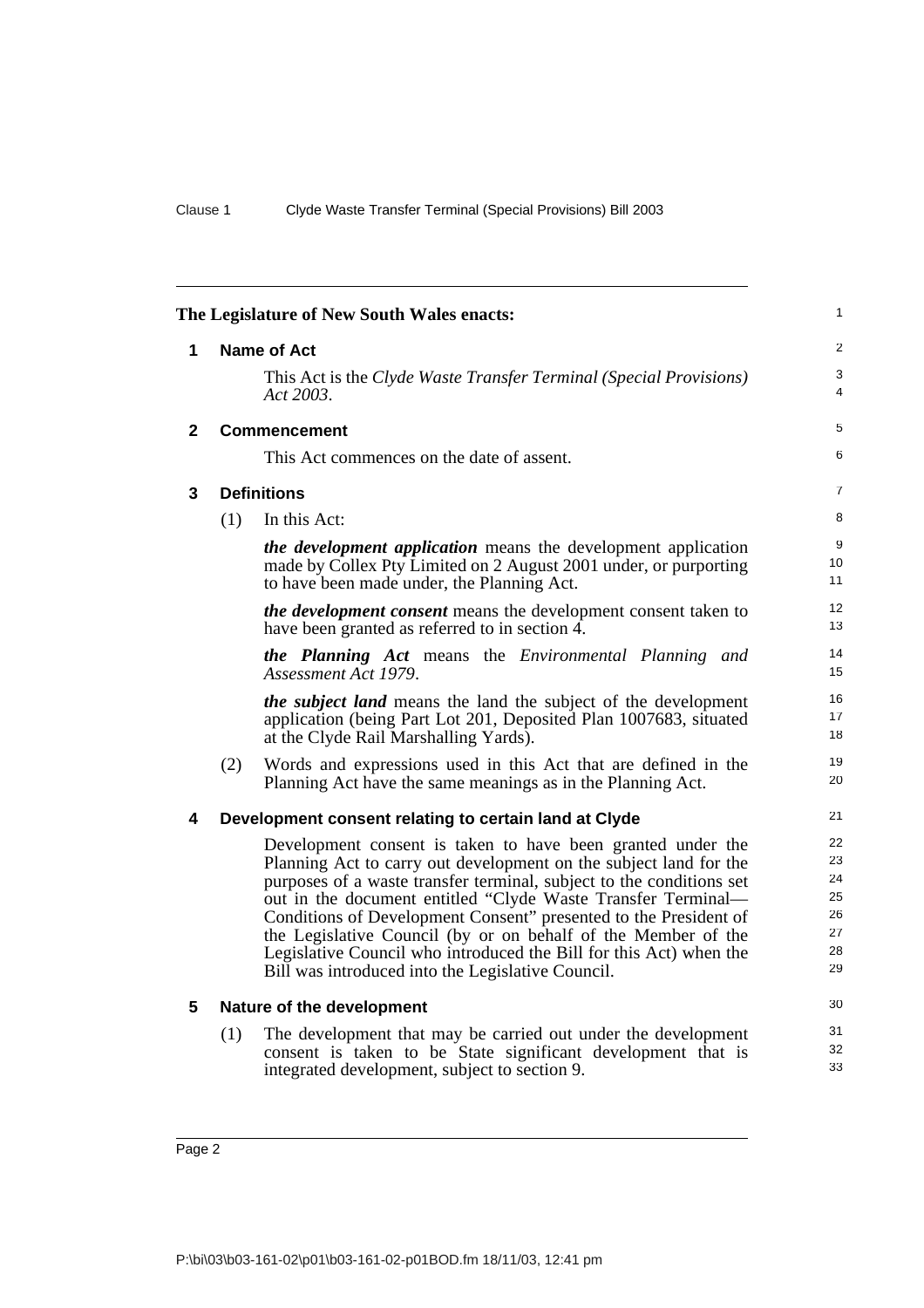The Legislature of New South Wales enacts:

## 1 Name of Act

This Act is the *Clyde Waste Transfer Terminal (Special Provisions) Act 2003*.

## 2 Commencement

This Act commences on the date of assent.

## 3 Definitions

(1) In this Act:

***the development application*** means the development application made by Collex Pty Limited on 2 August 2001 under, or purporting to have been made under, the Planning Act.

***the development consent*** means the development consent taken to have been granted as referred to in section 4.

***the Planning Act*** means the *Environmental Planning and Assessment Act 1979*.

***the subject land*** means the land the subject of the development application (being Part Lot 201, Deposited Plan 1007683, situated at the Clyde Rail Marshalling Yards).

(2) Words and expressions used in this Act that are defined in the Planning Act have the same meanings as in the Planning Act.

## 4 Development consent relating to certain land at Clyde

Development consent is taken to have been granted under the Planning Act to carry out development on the subject land for the purposes of a waste transfer terminal, subject to the conditions set out in the document entitled "Clyde Waste Transfer Terminal—Conditions of Development Consent" presented to the President of the Legislative Council (by or on behalf of the Member of the Legislative Council who introduced the Bill for this Act) when the Bill was introduced into the Legislative Council.

## 5 Nature of the development

(1) The development that may be carried out under the development consent is taken to be State significant development that is integrated development, subject to section 9.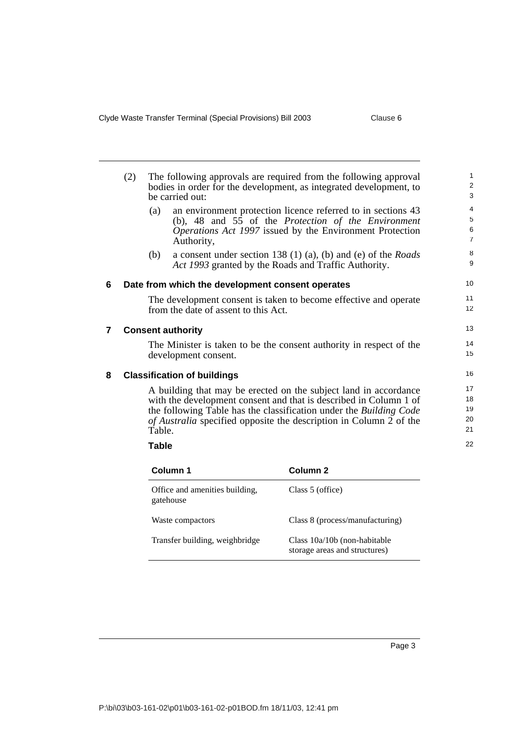(2) The following approvals are required from the following approval bodies in order for the development, as integrated development, to be carried out:

(a) an environment protection licence referred to in sections 43 (b), 48 and 55 of the *Protection of the Environment Operations Act 1997* issued by the Environment Protection Authority,

(b) a consent under section 138 (1) (a), (b) and (e) of the *Roads Act 1993* granted by the Roads and Traffic Authority.

## 6 Date from which the development consent operates

The development consent is taken to become effective and operate from the date of assent to this Act.

## 7 Consent authority

The Minister is taken to be the consent authority in respect of the development consent.

## 8 Classification of buildings

A building that may be erected on the subject land in accordance with the development consent and that is described in Column 1 of the following Table has the classification under the *Building Code of Australia* specified opposite the description in Column 2 of the Table.

**Table**

| Column 1 | Column 2 |
|---|---|
| Office and amenities building, gatehouse | Class 5 (office) |
| Waste compactors | Class 8 (process/manufacturing) |
| Transfer building, weighbridge | Class 10a/10b (non-habitable storage areas and structures) |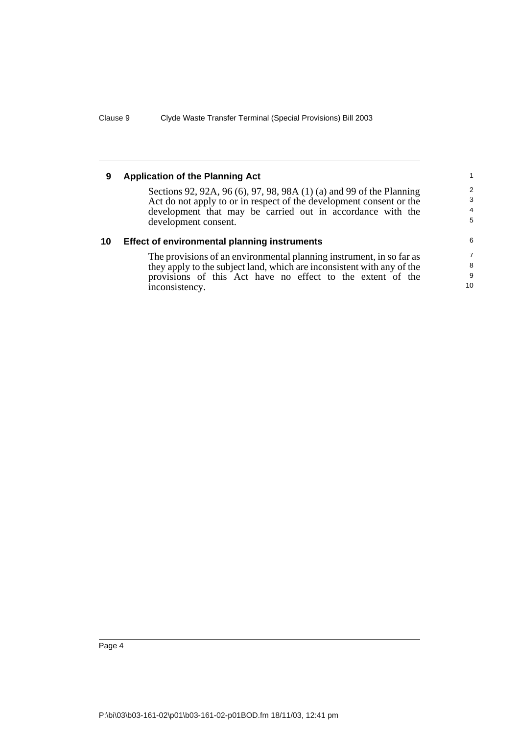## 9 Application of the Planning Act

Sections 92, 92A, 96 (6), 97, 98, 98A (1) (a) and 99 of the Planning Act do not apply to or in respect of the development consent or the development that may be carried out in accordance with the development consent.

## 10 Effect of environmental planning instruments

The provisions of an environmental planning instrument, in so far as they apply to the subject land, which are inconsistent with any of the provisions of this Act have no effect to the extent of the inconsistency.